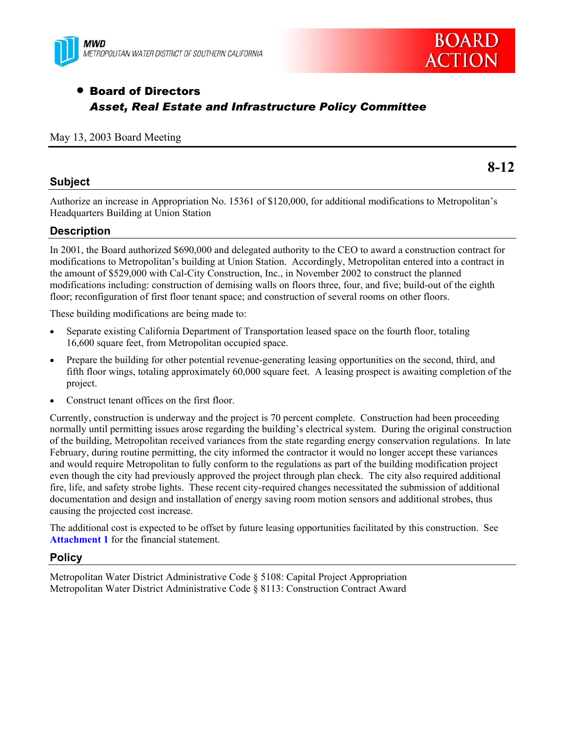MWD
METROPOLITAN WATER DISTRICT OF SOUTHERN CALIFORNIA

BOARD ACTION

- **Board of Directors**
  ***Asset, Real Estate and Infrastructure Policy Committee***

May 13, 2003 Board Meeting

**8-12**

## Subject

Authorize an increase in Appropriation No. 15361 of $120,000, for additional modifications to Metropolitan's Headquarters Building at Union Station

## Description

In 2001, the Board authorized $690,000 and delegated authority to the CEO to award a construction contract for modifications to Metropolitan's building at Union Station. Accordingly, Metropolitan entered into a contract in the amount of $529,000 with Cal-City Construction, Inc., in November 2002 to construct the planned modifications including: construction of demising walls on floors three, four, and five; build-out of the eighth floor; reconfiguration of first floor tenant space; and construction of several rooms on other floors.

These building modifications are being made to:

- Separate existing California Department of Transportation leased space on the fourth floor, totaling 16,600 square feet, from Metropolitan occupied space.
- Prepare the building for other potential revenue-generating leasing opportunities on the second, third, and fifth floor wings, totaling approximately 60,000 square feet. A leasing prospect is awaiting completion of the project.
- Construct tenant offices on the first floor.

Currently, construction is underway and the project is 70 percent complete. Construction had been proceeding normally until permitting issues arose regarding the building's electrical system. During the original construction of the building, Metropolitan received variances from the state regarding energy conservation regulations. In late February, during routine permitting, the city informed the contractor it would no longer accept these variances and would require Metropolitan to fully conform to the regulations as part of the building modification project even though the city had previously approved the project through plan check. The city also required additional fire, life, and safety strobe lights. These recent city-required changes necessitated the submission of additional documentation and design and installation of energy saving room motion sensors and additional strobes, thus causing the projected cost increase.

The additional cost is expected to be offset by future leasing opportunities facilitated by this construction. See **Attachment 1** for the financial statement.

## Policy

Metropolitan Water District Administrative Code § 5108: Capital Project Appropriation
Metropolitan Water District Administrative Code § 8113: Construction Contract Award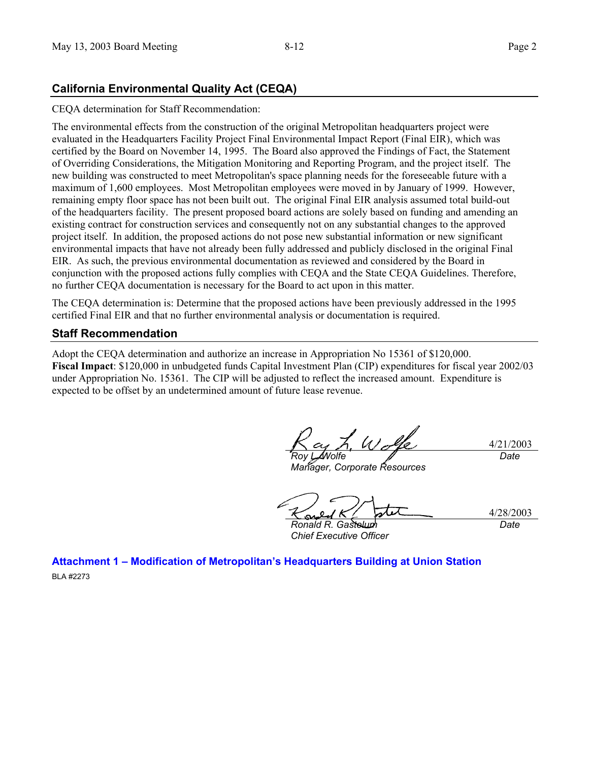## California Environmental Quality Act (CEQA)

CEQA determination for Staff Recommendation:

The environmental effects from the construction of the original Metropolitan headquarters project were evaluated in the Headquarters Facility Project Final Environmental Impact Report (Final EIR), which was certified by the Board on November 14, 1995. The Board also approved the Findings of Fact, the Statement of Overriding Considerations, the Mitigation Monitoring and Reporting Program, and the project itself. The new building was constructed to meet Metropolitan's space planning needs for the foreseeable future with a maximum of 1,600 employees. Most Metropolitan employees were moved in by January of 1999. However, remaining empty floor space has not been built out. The original Final EIR analysis assumed total build-out of the headquarters facility. The present proposed board actions are solely based on funding and amending an existing contract for construction services and consequently not on any substantial changes to the approved project itself. In addition, the proposed actions do not pose new substantial information or new significant environmental impacts that have not already been fully addressed and publicly disclosed in the original Final EIR. As such, the previous environmental documentation as reviewed and considered by the Board in conjunction with the proposed actions fully complies with CEQA and the State CEQA Guidelines. Therefore, no further CEQA documentation is necessary for the Board to act upon in this matter.

The CEQA determination is: Determine that the proposed actions have been previously addressed in the 1995 certified Final EIR and that no further environmental analysis or documentation is required.

## Staff Recommendation

Adopt the CEQA determination and authorize an increase in Appropriation No 15361 of $120,000.
**Fiscal Impact**: $120,000 in unbudgeted funds Capital Investment Plan (CIP) expenditures for fiscal year 2002/03 under Appropriation No. 15361. The CIP will be adjusted to reflect the increased amount. Expenditure is expected to be offset by an undetermined amount of future lease revenue.

| | |
|---|---|
| *Roy L. Wolfe*<br>*Manager, Corporate Resources* | 4/21/2003<br>*Date* |
| *Ronald R. Gastelum*<br>*Chief Executive Officer* | 4/28/2003<br>*Date* |

**Attachment 1 – Modification of Metropolitan's Headquarters Building at Union Station**

BLA #2273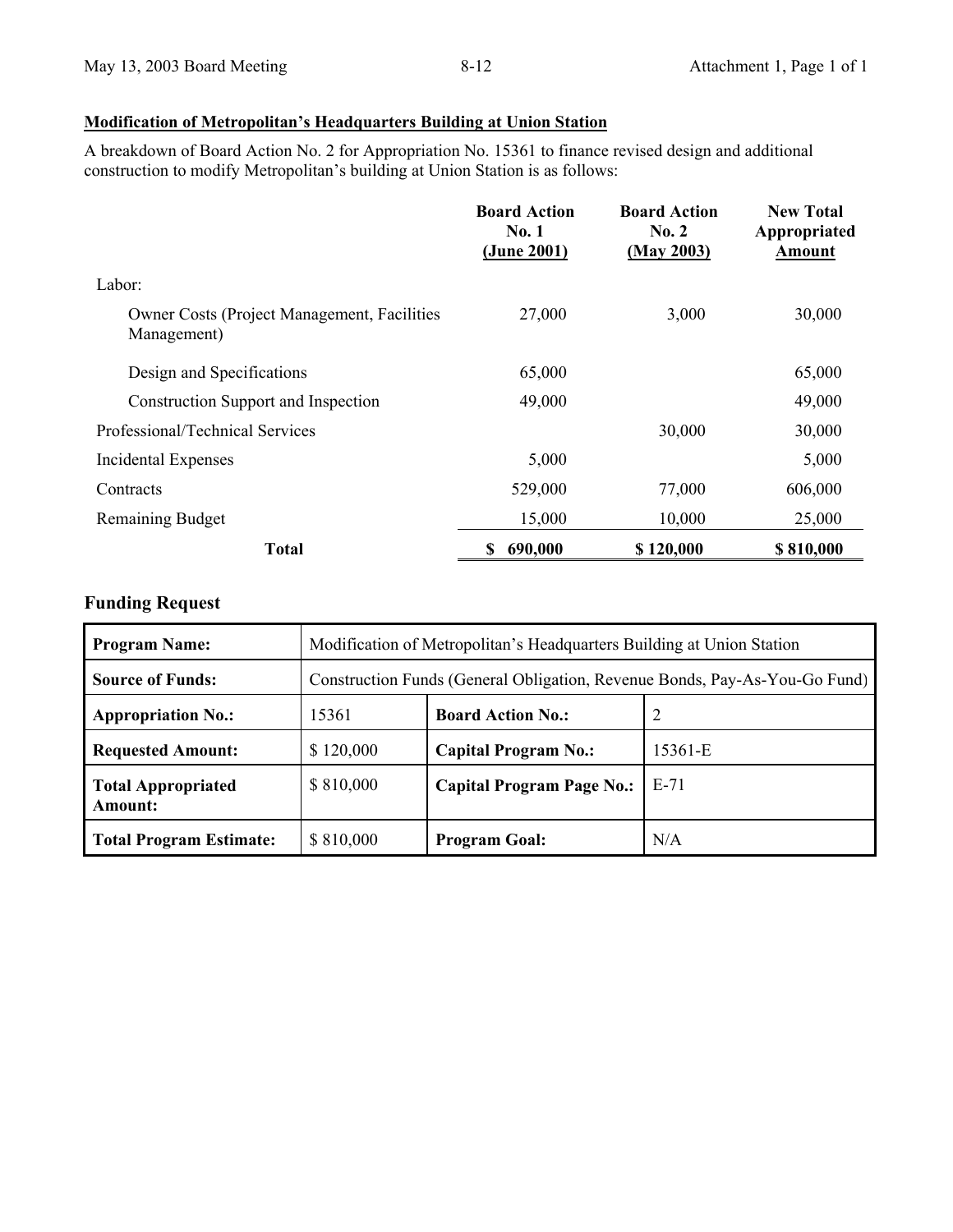**Modification of Metropolitan's Headquarters Building at Union Station**

A breakdown of Board Action No. 2 for Appropriation No. 15361 to finance revised design and additional construction to modify Metropolitan's building at Union Station is as follows:

| | Board Action No. 1 (June 2001) | Board Action No. 2 (May 2003) | New Total Appropriated Amount |
|---|---|---|---|
| Labor: | | | |
| Owner Costs (Project Management, Facilities Management) | 27,000 | 3,000 | 30,000 |
| Design and Specifications | 65,000 | | 65,000 |
| Construction Support and Inspection | 49,000 | | 49,000 |
| Professional/Technical Services | | 30,000 | 30,000 |
| Incidental Expenses | 5,000 | | 5,000 |
| Contracts | 529,000 | 77,000 | 606,000 |
| Remaining Budget | 15,000 | 10,000 | 25,000 |
| **Total** | **$ 690,000** | **$ 120,000** | **$ 810,000** |

## Funding Request

| | | | |
|---|---|---|---|
| **Program Name:** | Modification of Metropolitan's Headquarters Building at Union Station | | |
| **Source of Funds:** | Construction Funds (General Obligation, Revenue Bonds, Pay-As-You-Go Fund) | | |
| **Appropriation No.:** | 15361 | **Board Action No.:** | 2 |
| **Requested Amount:** | $ 120,000 | **Capital Program No.:** | 15361-E |
| **Total Appropriated Amount:** | $ 810,000 | **Capital Program Page No.:** | E-71 |
| **Total Program Estimate:** | $ 810,000 | **Program Goal:** | N/A |